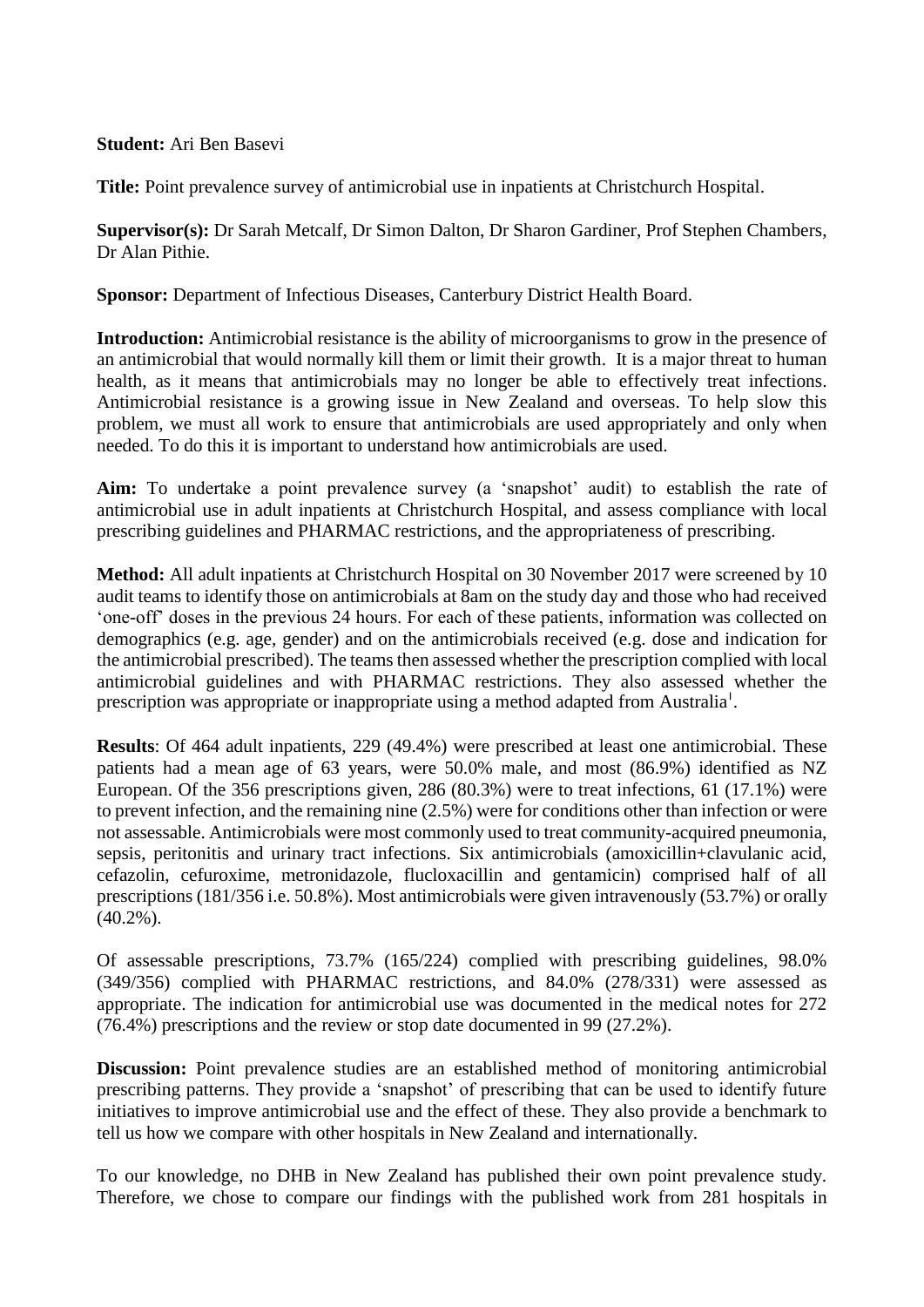**Student:** Ari Ben Basevi

**Title:** Point prevalence survey of antimicrobial use in inpatients at Christchurch Hospital.

**Supervisor(s):** Dr Sarah Metcalf, Dr Simon Dalton, Dr Sharon Gardiner, Prof Stephen Chambers, Dr Alan Pithie.

**Sponsor:** Department of Infectious Diseases, Canterbury District Health Board.

**Introduction:** Antimicrobial resistance is the ability of microorganisms to grow in the presence of an antimicrobial that would normally kill them or limit their growth. It is a major threat to human health, as it means that antimicrobials may no longer be able to effectively treat infections. Antimicrobial resistance is a growing issue in New Zealand and overseas. To help slow this problem, we must all work to ensure that antimicrobials are used appropriately and only when needed. To do this it is important to understand how antimicrobials are used.

**Aim:** To undertake a point prevalence survey (a 'snapshot' audit) to establish the rate of antimicrobial use in adult inpatients at Christchurch Hospital, and assess compliance with local prescribing guidelines and PHARMAC restrictions, and the appropriateness of prescribing.

**Method:** All adult inpatients at Christchurch Hospital on 30 November 2017 were screened by 10 audit teams to identify those on antimicrobials at 8am on the study day and those who had received 'one-off' doses in the previous 24 hours. For each of these patients, information was collected on demographics (e.g. age, gender) and on the antimicrobials received (e.g. dose and indication for the antimicrobial prescribed). The teams then assessed whether the prescription complied with local antimicrobial guidelines and with PHARMAC restrictions. They also assessed whether the prescription was appropriate or inappropriate using a method adapted from Australia[1].

**Results**: Of 464 adult inpatients, 229 (49.4%) were prescribed at least one antimicrobial. These patients had a mean age of 63 years, were 50.0% male, and most (86.9%) identified as NZ European. Of the 356 prescriptions given, 286 (80.3%) were to treat infections, 61 (17.1%) were to prevent infection, and the remaining nine (2.5%) were for conditions other than infection or were not assessable. Antimicrobials were most commonly used to treat community-acquired pneumonia, sepsis, peritonitis and urinary tract infections. Six antimicrobials (amoxicillin+clavulanic acid, cefazolin, cefuroxime, metronidazole, flucloxacillin and gentamicin) comprised half of all prescriptions (181/356 i.e. 50.8%). Most antimicrobials were given intravenously (53.7%) or orally (40.2%).

Of assessable prescriptions, 73.7% (165/224) complied with prescribing guidelines, 98.0% (349/356) complied with PHARMAC restrictions, and 84.0% (278/331) were assessed as appropriate. The indication for antimicrobial use was documented in the medical notes for 272 (76.4%) prescriptions and the review or stop date documented in 99 (27.2%).

**Discussion:** Point prevalence studies are an established method of monitoring antimicrobial prescribing patterns. They provide a 'snapshot' of prescribing that can be used to identify future initiatives to improve antimicrobial use and the effect of these. They also provide a benchmark to tell us how we compare with other hospitals in New Zealand and internationally.

To our knowledge, no DHB in New Zealand has published their own point prevalence study. Therefore, we chose to compare our findings with the published work from 281 hospitals in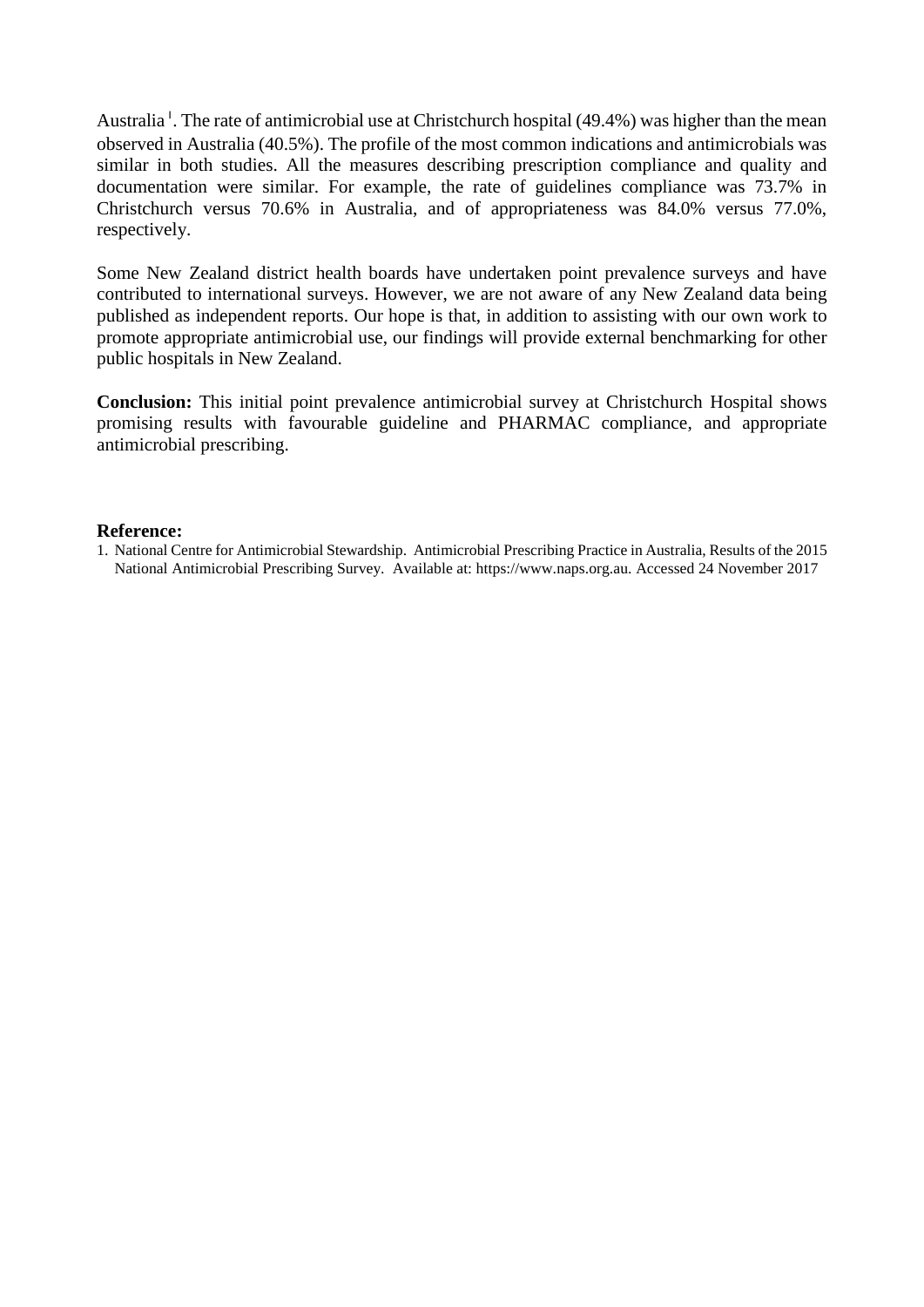Australia [1]. The rate of antimicrobial use at Christchurch hospital (49.4%) was higher than the mean observed in Australia (40.5%). The profile of the most common indications and antimicrobials was similar in both studies. All the measures describing prescription compliance and quality and documentation were similar. For example, the rate of guidelines compliance was 73.7% in Christchurch versus 70.6% in Australia, and of appropriateness was 84.0% versus 77.0%, respectively.

Some New Zealand district health boards have undertaken point prevalence surveys and have contributed to international surveys. However, we are not aware of any New Zealand data being published as independent reports. Our hope is that, in addition to assisting with our own work to promote appropriate antimicrobial use, our findings will provide external benchmarking for other public hospitals in New Zealand.

**Conclusion:** This initial point prevalence antimicrobial survey at Christchurch Hospital shows promising results with favourable guideline and PHARMAC compliance, and appropriate antimicrobial prescribing.

**Reference:**

1. National Centre for Antimicrobial Stewardship. Antimicrobial Prescribing Practice in Australia, Results of the 2015 National Antimicrobial Prescribing Survey. Available at: https://www.naps.org.au. Accessed 24 November 2017